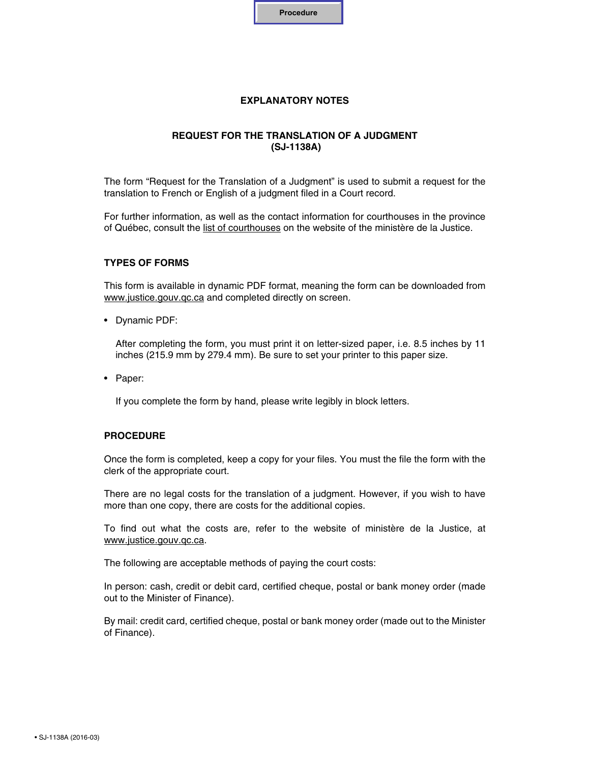Procedure

# EXPLANATORY NOTES

## REQUEST FOR THE TRANSLATION OF A JUDGMENT (SJ-1138A)

The form "Request for the Translation of a Judgment" is used to submit a request for the translation to French or English of a judgment filed in a Court record.

For further information, as well as the contact information for courthouses in the province of Québec, consult the list of courthouses on the website of the ministère de la Justice.

### TYPES OF FORMS

This form is available in dynamic PDF format, meaning the form can be downloaded from www.justice.gouv.qc.ca and completed directly on screen.

- Dynamic PDF:

  After completing the form, you must print it on letter-sized paper, i.e. 8.5 inches by 11 inches (215.9 mm by 279.4 mm). Be sure to set your printer to this paper size.

- Paper:

  If you complete the form by hand, please write legibly in block letters.

### PROCEDURE

Once the form is completed, keep a copy for your files. You must the file the form with the clerk of the appropriate court.

There are no legal costs for the translation of a judgment. However, if you wish to have more than one copy, there are costs for the additional copies.

To find out what the costs are, refer to the website of ministère de la Justice, at www.justice.gouv.qc.ca.

The following are acceptable methods of paying the court costs:

In person: cash, credit or debit card, certified cheque, postal or bank money order (made out to the Minister of Finance).

By mail: credit card, certified cheque, postal or bank money order (made out to the Minister of Finance).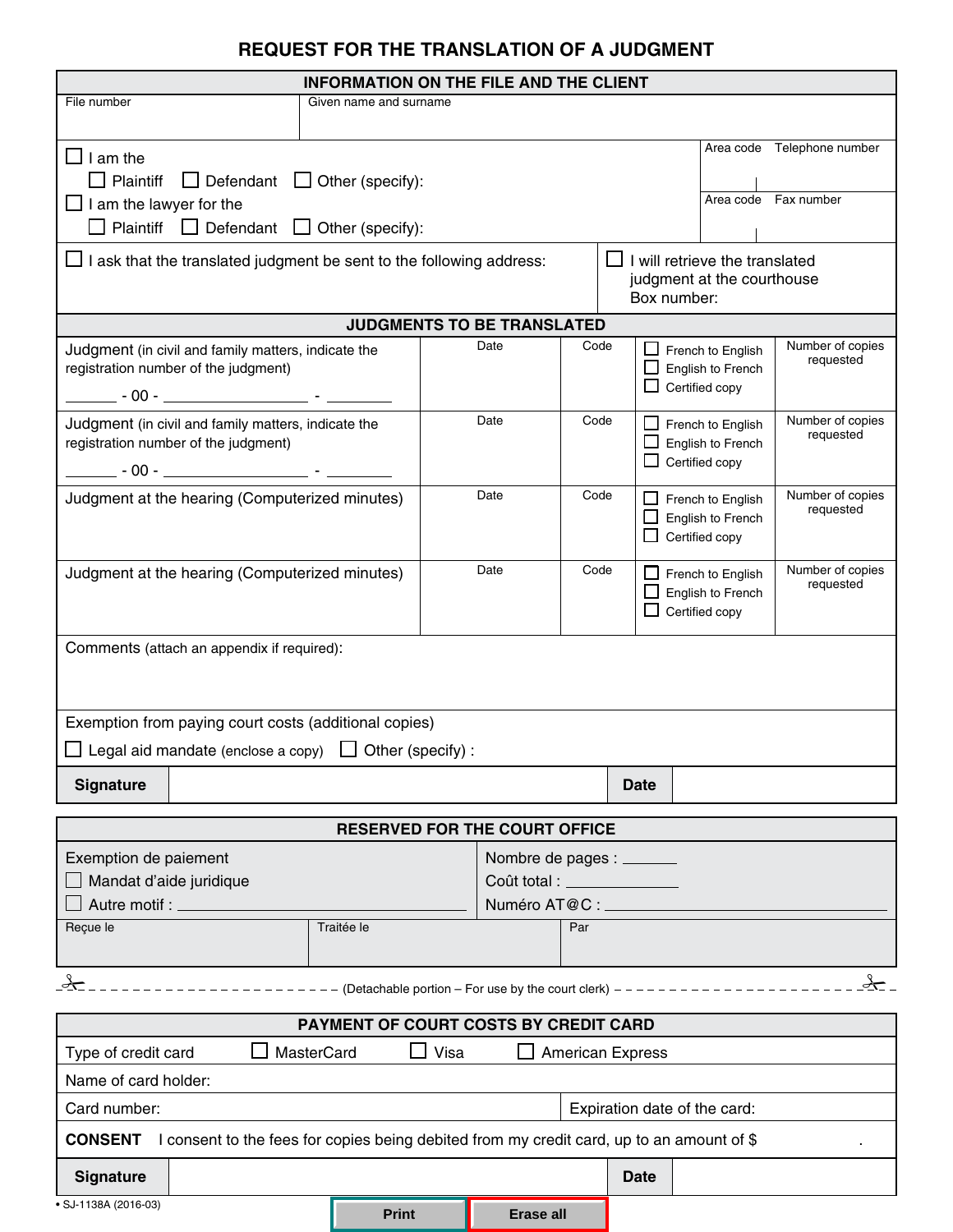# REQUEST FOR THE TRANSLATION OF A JUDGMENT

| INFORMATION ON THE FILE AND THE CLIENT | |
|---|---|
| File number | Given name and surname |

☐ I am the
☐ Plaintiff ☐ Defendant ☐ Other (specify):
☐ I am the lawyer for the
☐ Plaintiff ☐ Defendant ☐ Other (specify):

Area code | Telephone number

Area code | Fax number

☐ I ask that the translated judgment be sent to the following address:

☐ I will retrieve the translated judgment at the courthouse
Box number:

## JUDGMENTS TO BE TRANSLATED

| Judgment | Date | Code | Translation | Number of copies requested |
|---|---|---|---|---|
| Judgment (in civil and family matters, indicate the registration number of the judgment) ______ - 00 - ______________ - ________ | | | ☐ French to English ☐ English to French ☐ Certified copy | |
| Judgment (in civil and family matters, indicate the registration number of the judgment) ______ - 00 - ______________ - ________ | | | ☐ French to English ☐ English to French ☐ Certified copy | |
| Judgment at the hearing (Computerized minutes) | | | ☐ French to English ☐ English to French ☐ Certified copy | |
| Judgment at the hearing (Computerized minutes) | | | ☐ French to English ☐ English to French ☐ Certified copy | |

Comments (attach an appendix if required):

Exemption from paying court costs (additional copies)
☐ Legal aid mandate (enclose a copy) ☐ Other (specify) :

| **Signature** | | **Date** | |
|---|---|---|---|

## RESERVED FOR THE COURT OFFICE

Exemption de paiement
☐ Mandat d'aide juridique
☐ Autre motif : ____________________

Nombre de pages : ______
Coût total : ____________
Numéro AT@C : ____________________

| Reçue le | Traitée le | Par |
|---|---|---|

(Detachable portion – For use by the court clerk)

## PAYMENT OF COURT COSTS BY CREDIT CARD

Type of credit card ☐ MasterCard ☐ Visa ☐ American Express

Name of card holder:

Card number: | Expiration date of the card:

**CONSENT** I consent to the fees for copies being debited from my credit card, up to an amount of $ .

| **Signature** | | **Date** | |
|---|---|---|---|

• SJ-1138A (2016-03)